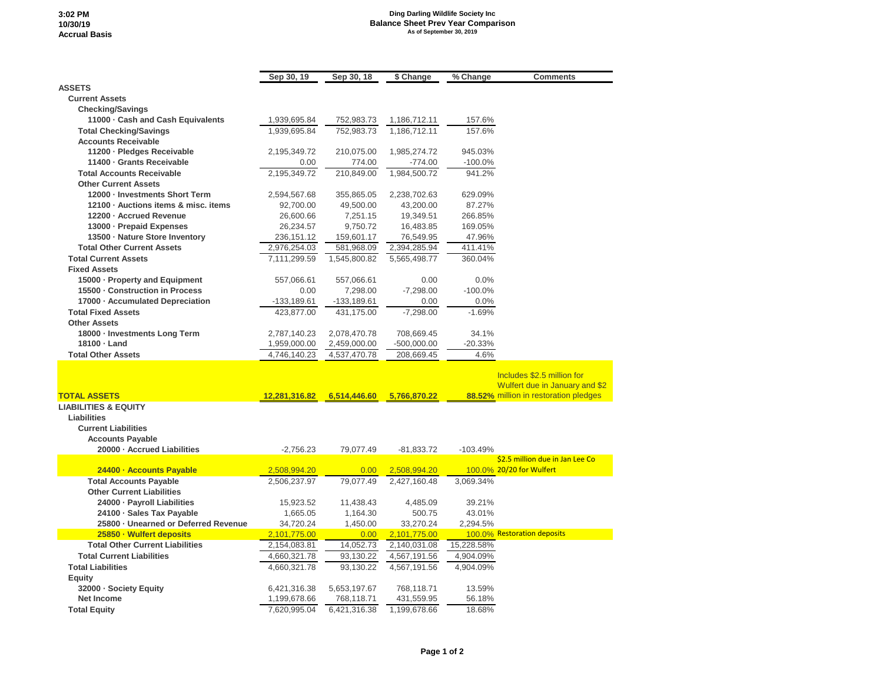3:02 PM
10/30/19
Accrual Basis

# Ding Darling Wildlife Society Inc
## Balance Sheet Prev Year Comparison
### As of September 30, 2019

| | Sep 30, 19 | Sep 30, 18 | $ Change | % Change | Comments |
|---|---|---|---|---|---|
| **ASSETS** | | | | | |
| **Current Assets** | | | | | |
| **Checking/Savings** | | | | | |
| **11000 · Cash and Cash Equivalents** | 1,939,695.84 | 752,983.73 | 1,186,712.11 | 157.6% | |
| **Total Checking/Savings** | 1,939,695.84 | 752,983.73 | 1,186,712.11 | 157.6% | |
| **Accounts Receivable** | | | | | |
| **11200 · Pledges Receivable** | 2,195,349.72 | 210,075.00 | 1,985,274.72 | 945.03% | |
| **11400 · Grants Receivable** | 0.00 | 774.00 | -774.00 | -100.0% | |
| **Total Accounts Receivable** | 2,195,349.72 | 210,849.00 | 1,984,500.72 | 941.2% | |
| **Other Current Assets** | | | | | |
| **12000 · Investments Short Term** | 2,594,567.68 | 355,865.05 | 2,238,702.63 | 629.09% | |
| **12100 · Auctions items & misc. items** | 92,700.00 | 49,500.00 | 43,200.00 | 87.27% | |
| **12200 · Accrued Revenue** | 26,600.66 | 7,251.15 | 19,349.51 | 266.85% | |
| **13000 · Prepaid Expenses** | 26,234.57 | 9,750.72 | 16,483.85 | 169.05% | |
| **13500 · Nature Store Inventory** | 236,151.12 | 159,601.17 | 76,549.95 | 47.96% | |
| **Total Other Current Assets** | 2,976,254.03 | 581,968.09 | 2,394,285.94 | 411.41% | |
| **Total Current Assets** | 7,111,299.59 | 1,545,800.82 | 5,565,498.77 | 360.04% | |
| **Fixed Assets** | | | | | |
| **15000 · Property and Equipment** | 557,066.61 | 557,066.61 | 0.00 | 0.0% | |
| **15500 · Construction in Process** | 0.00 | 7,298.00 | -7,298.00 | -100.0% | |
| **17000 · Accumulated Depreciation** | -133,189.61 | -133,189.61 | 0.00 | 0.0% | |
| **Total Fixed Assets** | 423,877.00 | 431,175.00 | -7,298.00 | -1.69% | |
| **Other Assets** | | | | | |
| **18000 · Investments Long Term** | 2,787,140.23 | 2,078,470.78 | 708,669.45 | 34.1% | |
| **18100 · Land** | 1,959,000.00 | 2,459,000.00 | -500,000.00 | -20.33% | |
| **Total Other Assets** | 4,746,140.23 | 4,537,470.78 | 208,669.45 | 4.6% | |
| **TOTAL ASSETS** | **12,281,316.82** | **6,514,446.60** | **5,766,870.22** | **88.52%** | Includes $2.5 million for Wulfert due in January and $2 million in restoration pledges |
| **LIABILITIES & EQUITY** | | | | | |
| **Liabilities** | | | | | |
| **Current Liabilities** | | | | | |
| **Accounts Payable** | | | | | |
| **20000 · Accrued Liabilities** | -2,756.23 | 79,077.49 | -81,833.72 | -103.49% | |
| **24400 · Accounts Payable** | 2,508,994.20 | 0.00 | 2,508,994.20 | 100.0% | $2.5 million due in Jan Lee Co 20/20 for Wulfert |
| **Total Accounts Payable** | 2,506,237.97 | 79,077.49 | 2,427,160.48 | 3,069.34% | |
| **Other Current Liabilities** | | | | | |
| **24000 · Payroll Liabilities** | 15,923.52 | 11,438.43 | 4,485.09 | 39.21% | |
| **24100 · Sales Tax Payable** | 1,665.05 | 1,164.30 | 500.75 | 43.01% | |
| **25800 · Unearned or Deferred Revenue** | 34,720.24 | 1,450.00 | 33,270.24 | 2,294.5% | |
| **25850 · Wulfert deposits** | 2,101,775.00 | 0.00 | 2,101,775.00 | 100.0% | Restoration deposits |
| **Total Other Current Liabilities** | 2,154,083.81 | 14,052.73 | 2,140,031.08 | 15,228.58% | |
| **Total Current Liabilities** | 4,660,321.78 | 93,130.22 | 4,567,191.56 | 4,904.09% | |
| **Total Liabilities** | 4,660,321.78 | 93,130.22 | 4,567,191.56 | 4,904.09% | |
| **Equity** | | | | | |
| **32000 · Society Equity** | 6,421,316.38 | 5,653,197.67 | 768,118.71 | 13.59% | |
| **Net Income** | 1,199,678.66 | 768,118.71 | 431,559.95 | 56.18% | |
| **Total Equity** | 7,620,995.04 | 6,421,316.38 | 1,199,678.66 | 18.68% | |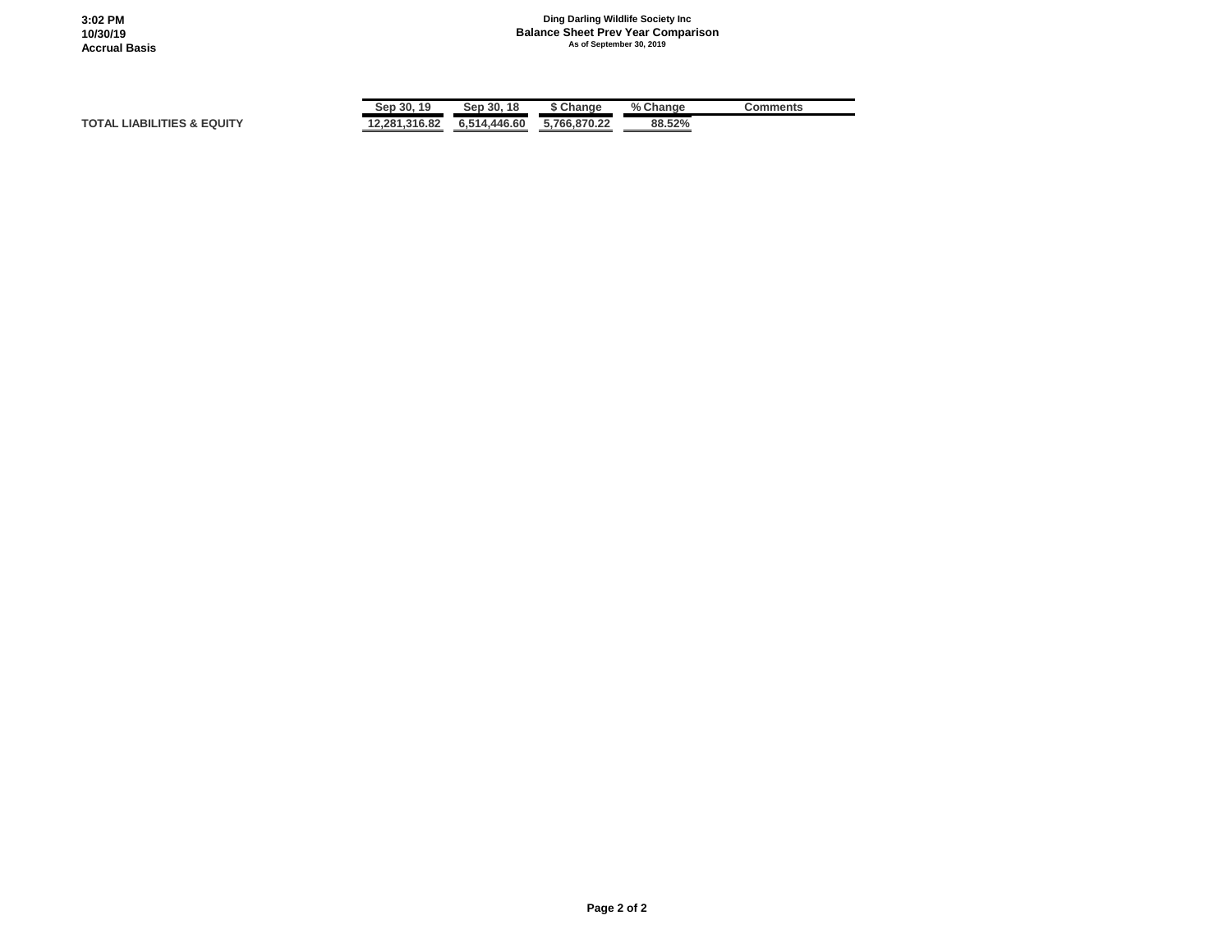Ding Darling Wildlife Society Inc
Balance Sheet Prev Year Comparison
As of September 30, 2019

3:02 PM
10/30/19
Accrual Basis

| | Sep 30, 19 | Sep 30, 18 | $ Change | % Change | Comments |
|---|---|---|---|---|---|
| TOTAL LIABILITIES & EQUITY | 12,281,316.82 | 6,514,446.60 | 5,766,870.22 | 88.52% | |